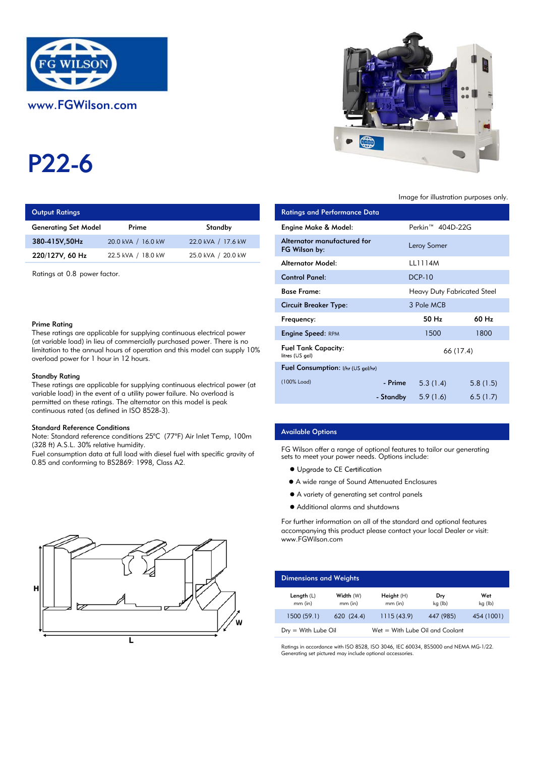FG WILSON

www.FGWilson.com

# P22-6

Image for illustration purposes only.

## Output Ratings

| Generating Set Model | Prime | Standby |
|---|---|---|
| 380-415V,50Hz | 20.0 kVA / 16.0 kW | 22.0 kVA / 17.6 kW |
| 220/127V, 60 Hz | 22.5 kVA / 18.0 kW | 25.0 kVA / 20.0 kW |

Ratings at 0.8 power factor.

**Prime Rating**
These ratings are applicable for supplying continuous electrical power (at variable load) in lieu of commercially purchased power. There is no limitation to the annual hours of operation and this model can supply 10% overload power for 1 hour in 12 hours.

**Standby Rating**
These ratings are applicable for supplying continuous electrical power (at variable load) in the event of a utility power failure. No overload is permitted on these ratings. The alternator on this model is peak continuous rated (as defined in ISO 8528-3).

**Standard Reference Conditions**
Note: Standard reference conditions 25°C (77°F) Air Inlet Temp, 100m (328 ft) A.S.L. 30% relative humidity.
Fuel consumption data at full load with diesel fuel with specific gravity of 0.85 and conforming to BS2869: 1998, Class A2.

## Ratings and Performance Data

| | | |
|---|---|---|
| Engine Make & Model: | Perkin™ 404D-22G | |
| Alternator manufactured for FG Wilson by: | Leroy Somer | |
| Alternator Model: | LL1114M | |
| Control Panel: | DCP-10 | |
| Base Frame: | Heavy Duty Fabricated Steel | |
| Circuit Breaker Type: | 3 Pole MCB | |
| Frequency: | 50 Hz | 60 Hz |
| Engine Speed: RPM | 1500 | 1800 |
| Fuel Tank Capacity: litres (US gal) | 66 (17.4) | |
| Fuel Consumption: l/hr (US gal/hr) | | |
| (100% Load) - Prime | 5.3 (1.4) | 5.8 (1.5) |
| - Standby | 5.9 (1.6) | 6.5 (1.7) |

## Available Options

FG Wilson offer a range of optional features to tailor our generating sets to meet your power needs. Options include:

- Upgrade to CE Certification
- A wide range of Sound Attenuated Enclosures
- A variety of generating set control panels
- Additional alarms and shutdowns

For further information on all of the standard and optional features accompanying this product please contact your local Dealer or visit: www.FGWilson.com

## Dimensions and Weights

| Length (L) mm (in) | Width (W) mm (in) | Height (H) mm (in) | Dry kg (lb) | Wet kg (lb) |
|---|---|---|---|---|
| 1500 (59.1) | 620 (24.4) | 1115 (43.9) | 447 (985) | 454 (1001) |

Dry = With Lube Oil    Wet = With Lube Oil and Coolant

Ratings in accordance with ISO 8528, ISO 3046, IEC 60034, BS5000 and NEMA MG-1/22.
Generating set pictured may include optional accessories.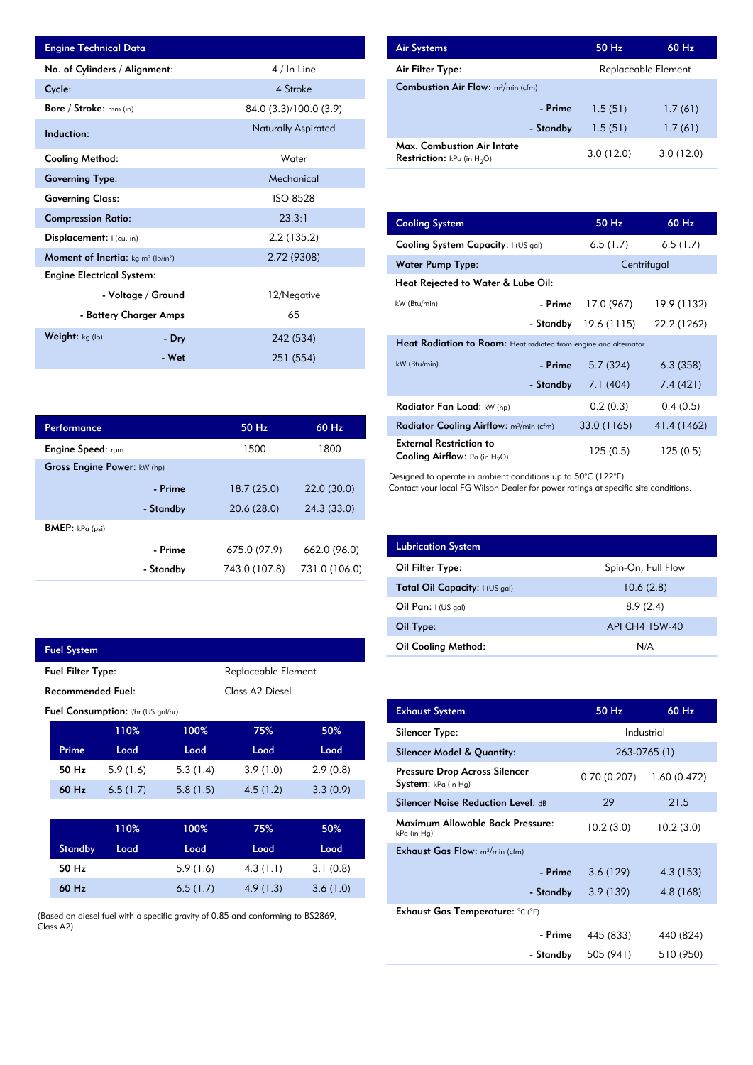| Engine Technical Data | | |
|---|---|---|
| No. of Cylinders / Alignment: | | 4 / In Line |
| Cycle: | | 4 Stroke |
| Bore / Stroke: mm (in) | | 84.0 (3.3)/100.0 (3.9) |
| Induction: | | Naturally Aspirated |
| Cooling Method: | | Water |
| Governing Type: | | Mechanical |
| Governing Class: | | ISO 8528 |
| Compression Ratio: | | 23.3:1 |
| Displacement: l (cu. in) | | 2.2 (135.2) |
| Moment of Inertia: kg m² (lb/in²) | | 2.72 (9308) |
| Engine Electrical System: | | |
| | - Voltage / Ground | 12/Negative |
| | - Battery Charger Amps | 65 |
| Weight: kg (lb) | - Dry | 242 (534) |
| | - Wet | 251 (554) |

| Performance | | 50 Hz | 60 Hz |
|---|---|---|---|
| Engine Speed: rpm | | 1500 | 1800 |
| Gross Engine Power: kW (hp) | | | |
| | - Prime | 18.7 (25.0) | 22.0 (30.0) |
| | - Standby | 20.6 (28.0) | 24.3 (33.0) |
| BMEP: kPa (psi) | | | |
| | - Prime | 675.0 (97.9) | 662.0 (96.0) |
| | - Standby | 743.0 (107.8) | 731.0 (106.0) |

| Fuel System | |
|---|---|
| Fuel Filter Type: | Replaceable Element |
| Recommended Fuel: | Class A2 Diesel |

Fuel Consumption: l/hr (US gal/hr)

| Prime | 110% Load | 100% Load | 75% Load | 50% Load |
|---|---|---|---|---|
| 50 Hz | 5.9 (1.6) | 5.3 (1.4) | 3.9 (1.0) | 2.9 (0.8) |
| 60 Hz | 6.5 (1.7) | 5.8 (1.5) | 4.5 (1.2) | 3.3 (0.9) |

| Standby | 110% Load | 100% Load | 75% Load | 50% Load |
|---|---|---|---|---|
| 50 Hz | | 5.9 (1.6) | 4.3 (1.1) | 3.1 (0.8) |
| 60 Hz | | 6.5 (1.7) | 4.9 (1.3) | 3.6 (1.0) |

(Based on diesel fuel with a specific gravity of 0.85 and conforming to BS2869, Class A2)

| Air Systems | | 50 Hz | 60 Hz |
|---|---|---|---|
| Air Filter Type: | | Replaceable Element | |
| Combustion Air Flow: m³/min (cfm) | | | |
| | - Prime | 1.5 (51) | 1.7 (61) |
| | - Standby | 1.5 (51) | 1.7 (61) |
| Max. Combustion Air Intate Restriction: kPa (in $H_2O$) | | 3.0 (12.0) | 3.0 (12.0) |

| Cooling System | | 50 Hz | 60 Hz |
|---|---|---|---|
| Cooling System Capacity: l (US gal) | | 6.5 (1.7) | 6.5 (1.7) |
| Water Pump Type: | | Centrifugal | |
| Heat Rejected to Water & Lube Oil: | | | |
| kW (Btu/min) | - Prime | 17.0 (967) | 19.9 (1132) |
| | - Standby | 19.6 (1115) | 22.2 (1262) |
| Heat Radiation to Room: Heat radiated from engine and alternator | | | |
| kW (Btu/min) | - Prime | 5.7 (324) | 6.3 (358) |
| | - Standby | 7.1 (404) | 7.4 (421) |
| Radiator Fan Load: kW (hp) | | 0.2 (0.3) | 0.4 (0.5) |
| Radiator Cooling Airflow: m³/min (cfm) | | 33.0 (1165) | 41.4 (1462) |
| External Restriction to Cooling Airflow: Pa (in $H_2O$) | | 125 (0.5) | 125 (0.5) |

Designed to operate in ambient conditions up to 50°C (122°F).
Contact your local FG Wilson Dealer for power ratings at specific site conditions.

| Lubrication System | |
|---|---|
| Oil Filter Type: | Spin-On, Full Flow |
| Total Oil Capacity: l (US gal) | 10.6 (2.8) |
| Oil Pan: l (US gal) | 8.9 (2.4) |
| Oil Type: | API CH4 15W-40 |
| Oil Cooling Method: | N/A |

| Exhaust System | | 50 Hz | 60 Hz |
|---|---|---|---|
| Silencer Type: | | Industrial | |
| Silencer Model & Quantity: | | 263-0765 (1) | |
| Pressure Drop Across Silencer System: kPa (in Hg) | | 0.70 (0.207) | 1.60 (0.472) |
| Silencer Noise Reduction Level: dB | | 29 | 21.5 |
| Maximum Allowable Back Pressure: kPa (in Hg) | | 10.2 (3.0) | 10.2 (3.0) |
| Exhaust Gas Flow: m³/min (cfm) | | | |
| | - Prime | 3.6 (129) | 4.3 (153) |
| | - Standby | 3.9 (139) | 4.8 (168) |
| Exhaust Gas Temperature: °C (°F) | | | |
| | - Prime | 445 (833) | 440 (824) |
| | - Standby | 505 (941) | 510 (950) |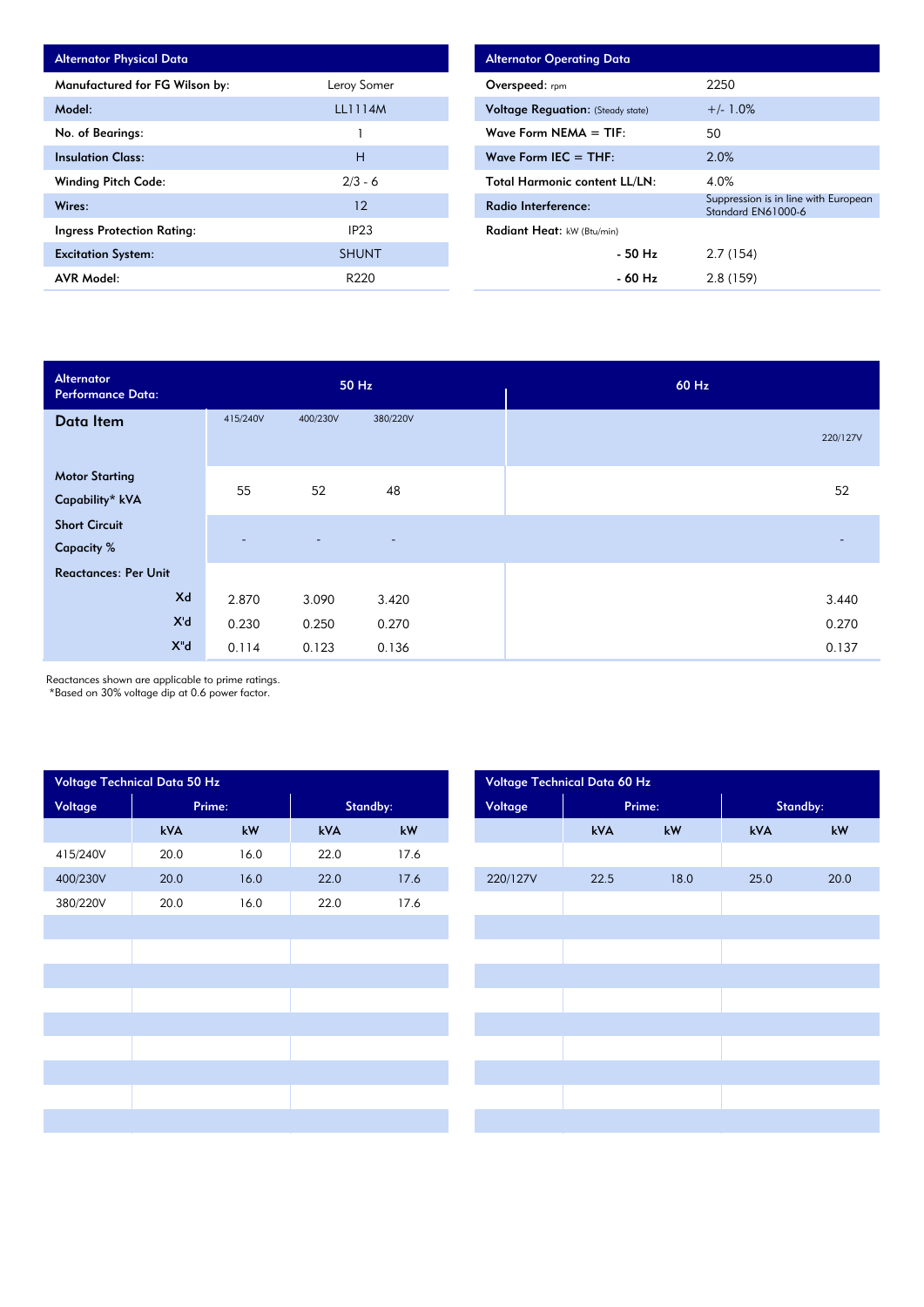| Alternator Physical Data | |
|---|---|
| Manufactured for FG Wilson by: | Leroy Somer |
| Model: | LL1114M |
| No. of Bearings: | 1 |
| Insulation Class: | H |
| Winding Pitch Code: | 2/3 - 6 |
| Wires: | 12 |
| Ingress Protection Rating: | IP23 |
| Excitation System: | SHUNT |
| AVR Model: | R220 |

| Alternator Operating Data | |
|---|---|
| Overspeed: rpm | 2250 |
| Voltage Reguation: (Steady state) | +/- 1.0% |
| Wave Form NEMA = TIF: | 50 |
| Wave Form IEC = THF: | 2.0% |
| Total Harmonic content LL/LN: | 4.0% |
| Radio Interference: | Suppression is in line with European Standard EN61000-6 |
| Radiant Heat: kW (Btu/min) | |
| - 50 Hz | 2.7 (154) |
| - 60 Hz | 2.8 (159) |

| Alternator Performance Data: | 50 Hz | | | 60 Hz |
|---|---|---|---|---|
| Data Item | 415/240V | 400/230V | 380/220V | 220/127V |
| Motor Starting Capability* kVA | 55 | 52 | 48 | 52 |
| Short Circuit Capacity % | - | - | - | - |
| Reactances: Per Unit | | | | |
| Xd | 2.870 | 3.090 | 3.420 | 3.440 |
| X'd | 0.230 | 0.250 | 0.270 | 0.270 |
| X"d | 0.114 | 0.123 | 0.136 | 0.137 |

Reactances shown are applicable to prime ratings.
*Based on 30% voltage dip at 0.6 power factor.

| Voltage Technical Data 50 Hz | | | | |
|---|---|---|---|---|
| Voltage | Prime: | | Standby: | |
| | kVA | kW | kVA | kW |
| 415/240V | 20.0 | 16.0 | 22.0 | 17.6 |
| 400/230V | 20.0 | 16.0 | 22.0 | 17.6 |
| 380/220V | 20.0 | 16.0 | 22.0 | 17.6 |

| Voltage Technical Data 60 Hz | | | | |
|---|---|---|---|---|
| Voltage | Prime: | | Standby: | |
| | kVA | kW | kVA | kW |
| 220/127V | 22.5 | 18.0 | 25.0 | 20.0 |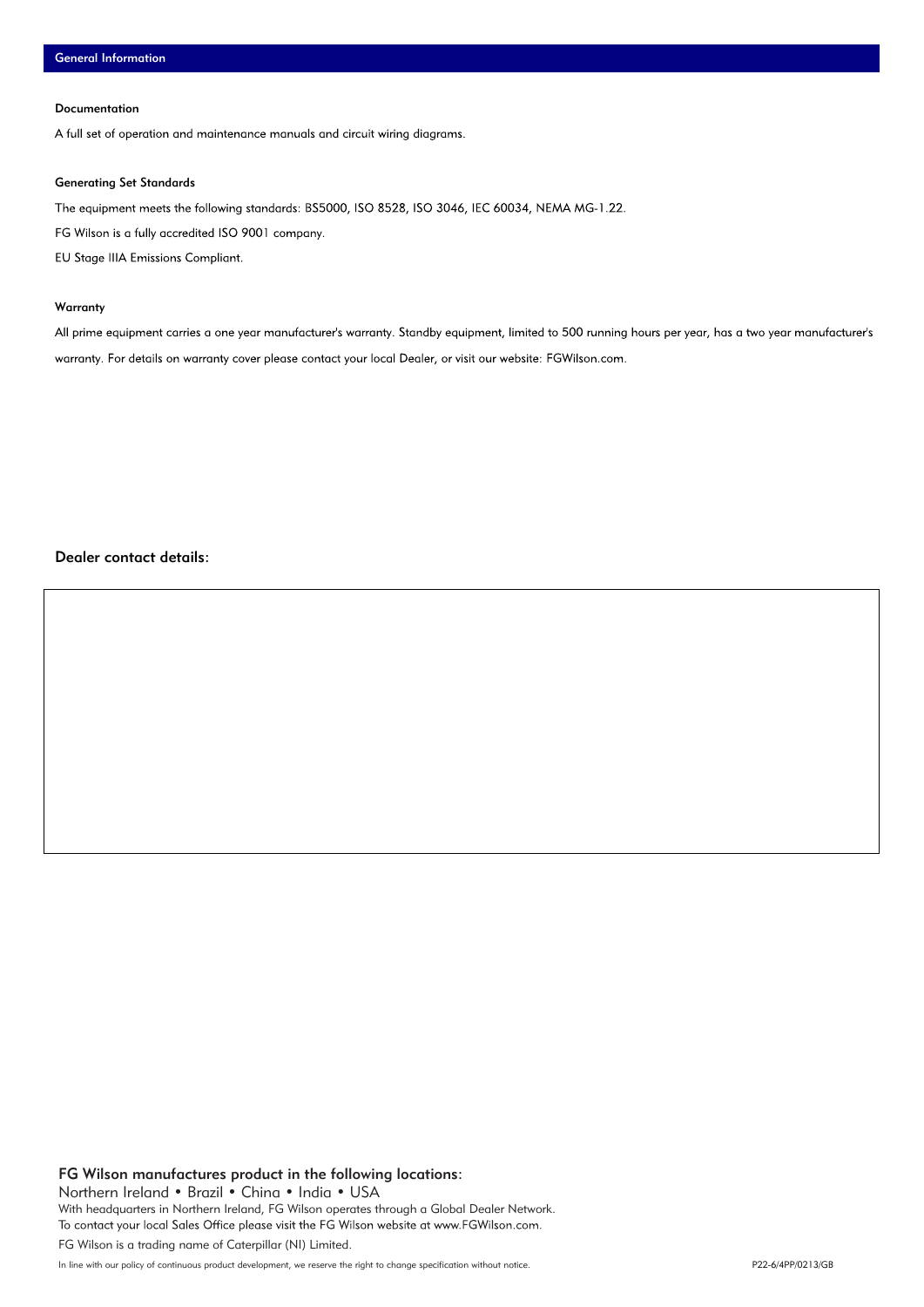## General Information

### Documentation

A full set of operation and maintenance manuals and circuit wiring diagrams.

### Generating Set Standards

The equipment meets the following standards: BS5000, ISO 8528, ISO 3046, IEC 60034, NEMA MG-1.22.

FG Wilson is a fully accredited ISO 9001 company.

EU Stage IIIA Emissions Compliant.

### Warranty

All prime equipment carries a one year manufacturer's warranty. Standby equipment, limited to 500 running hours per year, has a two year manufacturer's warranty. For details on warranty cover please contact your local Dealer, or visit our website: FGWilson.com.

### Dealer contact details:

### FG Wilson manufactures product in the following locations:

Northern Ireland • Brazil • China • India • USA

With headquarters in Northern Ireland, FG Wilson operates through a Global Dealer Network.

To contact your local Sales Office please visit the FG Wilson website at www.FGWilson.com.

FG Wilson is a trading name of Caterpillar (NI) Limited.

In line with our policy of continuous product development, we reserve the right to change specification without notice.

P22-6/4PP/0213/GB